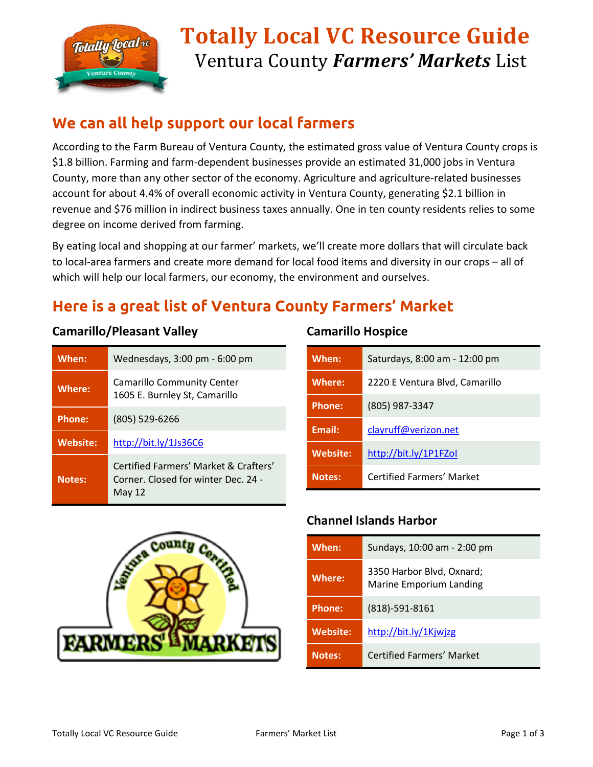# Totally Local VC Resource Guide

Ventura County ***Farmers' Markets*** List

## We can all help support our local farmers

According to the Farm Bureau of Ventura County, the estimated gross value of Ventura County crops is $1.8 billion. Farming and farm-dependent businesses provide an estimated 31,000 jobs in Ventura County, more than any other sector of the economy. Agriculture and agriculture-related businesses account for about 4.4% of overall economic activity in Ventura County, generating $2.1 billion in revenue and $76 million in indirect business taxes annually. One in ten county residents relies to some degree on income derived from farming.

By eating local and shopping at our farmer' markets, we'll create more dollars that will circulate back to local-area farmers and create more demand for local food items and diversity in our crops – all of which will help our local farmers, our economy, the environment and ourselves.

## Here is a great list of Ventura County Farmers' Market

### Camarillo/Pleasant Valley

| | |
|---|---|
| **When:** | Wednesdays, 3:00 pm - 6:00 pm |
| **Where:** | Camarillo Community Center<br>1605 E. Burnley St, Camarillo |
| **Phone:** | (805) 529-6266 |
| **Website:** | http://bit.ly/1Js36C6 |
| **Notes:** | Certified Farmers' Market & Crafters' Corner. Closed for winter Dec. 24 - May 12 |

### Camarillo Hospice

| | |
|---|---|
| **When:** | Saturdays, 8:00 am - 12:00 pm |
| **Where:** | 2220 E Ventura Blvd, Camarillo |
| **Phone:** | (805) 987-3347 |
| **Email:** | clayruff@verizon.net |
| **Website:** | http://bit.ly/1P1FZoI |
| **Notes:** | Certified Farmers' Market |

### Channel Islands Harbor

| | |
|---|---|
| **When:** | Sundays, 10:00 am - 2:00 pm |
| **Where:** | 3350 Harbor Blvd, Oxnard;<br>Marine Emporium Landing |
| **Phone:** | (818)-591-8161 |
| **Website:** | http://bit.ly/1Kjwjzg |
| **Notes:** | Certified Farmers' Market |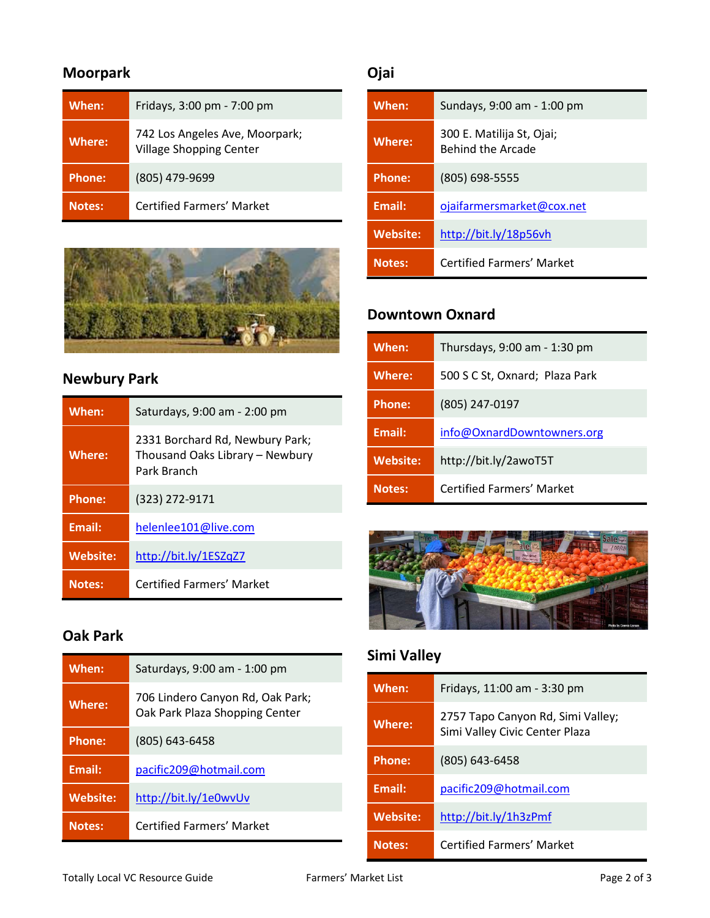## Moorpark

| | |
|---|---|
| **When:** | Fridays, 3:00 pm - 7:00 pm |
| **Where:** | 742 Los Angeles Ave, Moorpark; Village Shopping Center |
| **Phone:** | (805) 479-9699 |
| **Notes:** | Certified Farmers' Market |

## Newbury Park

| | |
|---|---|
| **When:** | Saturdays, 9:00 am - 2:00 pm |
| **Where:** | 2331 Borchard Rd, Newbury Park; Thousand Oaks Library – Newbury Park Branch |
| **Phone:** | (323) 272-9171 |
| **Email:** | helenlee101@live.com |
| **Website:** | http://bit.ly/1ESZqZ7 |
| **Notes:** | Certified Farmers' Market |

## Oak Park

| | |
|---|---|
| **When:** | Saturdays, 9:00 am - 1:00 pm |
| **Where:** | 706 Lindero Canyon Rd, Oak Park; Oak Park Plaza Shopping Center |
| **Phone:** | (805) 643-6458 |
| **Email:** | pacific209@hotmail.com |
| **Website:** | http://bit.ly/1e0wvUv |
| **Notes:** | Certified Farmers' Market |

## Ojai

| | |
|---|---|
| **When:** | Sundays, 9:00 am - 1:00 pm |
| **Where:** | 300 E. Matilija St, Ojai; Behind the Arcade |
| **Phone:** | (805) 698-5555 |
| **Email:** | ojaifarmersmarket@cox.net |
| **Website:** | http://bit.ly/18p56vh |
| **Notes:** | Certified Farmers' Market |

## Downtown Oxnard

| | |
|---|---|
| **When:** | Thursdays, 9:00 am - 1:30 pm |
| **Where:** | 500 S C St, Oxnard; Plaza Park |
| **Phone:** | (805) 247-0197 |
| **Email:** | info@OxnardDowntowners.org |
| **Website:** | http://bit.ly/2awoT5T |
| **Notes:** | Certified Farmers' Market |

## Simi Valley

| | |
|---|---|
| **When:** | Fridays, 11:00 am - 3:30 pm |
| **Where:** | 2757 Tapo Canyon Rd, Simi Valley; Simi Valley Civic Center Plaza |
| **Phone:** | (805) 643-6458 |
| **Email:** | pacific209@hotmail.com |
| **Website:** | http://bit.ly/1h3zPmf |
| **Notes:** | Certified Farmers' Market |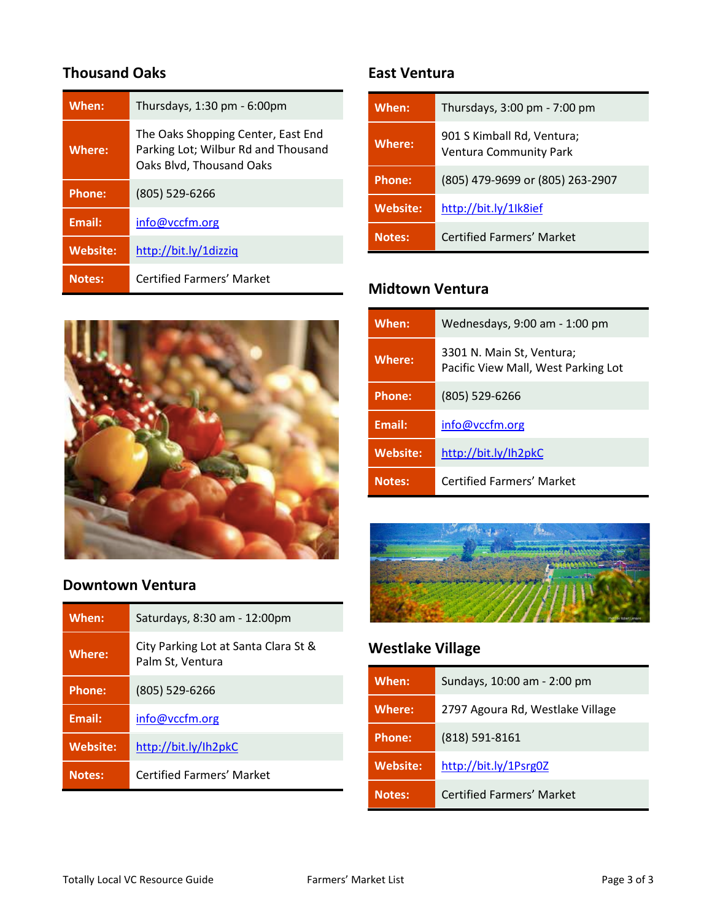## Thousand Oaks

| | |
|---|---|
| **When:** | Thursdays, 1:30 pm - 6:00pm |
| **Where:** | The Oaks Shopping Center, East End Parking Lot; Wilbur Rd and Thousand Oaks Blvd, Thousand Oaks |
| **Phone:** | (805) 529-6266 |
| **Email:** | info@vccfm.org |
| **Website:** | http://bit.ly/1dizziq |
| **Notes:** | Certified Farmers' Market |

## Downtown Ventura

| | |
|---|---|
| **When:** | Saturdays, 8:30 am - 12:00pm |
| **Where:** | City Parking Lot at Santa Clara St & Palm St, Ventura |
| **Phone:** | (805) 529-6266 |
| **Email:** | info@vccfm.org |
| **Website:** | http://bit.ly/Ih2pkC |
| **Notes:** | Certified Farmers' Market |

## East Ventura

| | |
|---|---|
| **When:** | Thursdays, 3:00 pm - 7:00 pm |
| **Where:** | 901 S Kimball Rd, Ventura; Ventura Community Park |
| **Phone:** | (805) 479-9699 or (805) 263-2907 |
| **Website:** | http://bit.ly/1Ik8ief |
| **Notes:** | Certified Farmers' Market |

## Midtown Ventura

| | |
|---|---|
| **When:** | Wednesdays, 9:00 am - 1:00 pm |
| **Where:** | 3301 N. Main St, Ventura; Pacific View Mall, West Parking Lot |
| **Phone:** | (805) 529-6266 |
| **Email:** | info@vccfm.org |
| **Website:** | http://bit.ly/Ih2pkC |
| **Notes:** | Certified Farmers' Market |

## Westlake Village

| | |
|---|---|
| **When:** | Sundays, 10:00 am - 2:00 pm |
| **Where:** | 2797 Agoura Rd, Westlake Village |
| **Phone:** | (818) 591-8161 |
| **Website:** | http://bit.ly/1Psrg0Z |
| **Notes:** | Certified Farmers' Market |